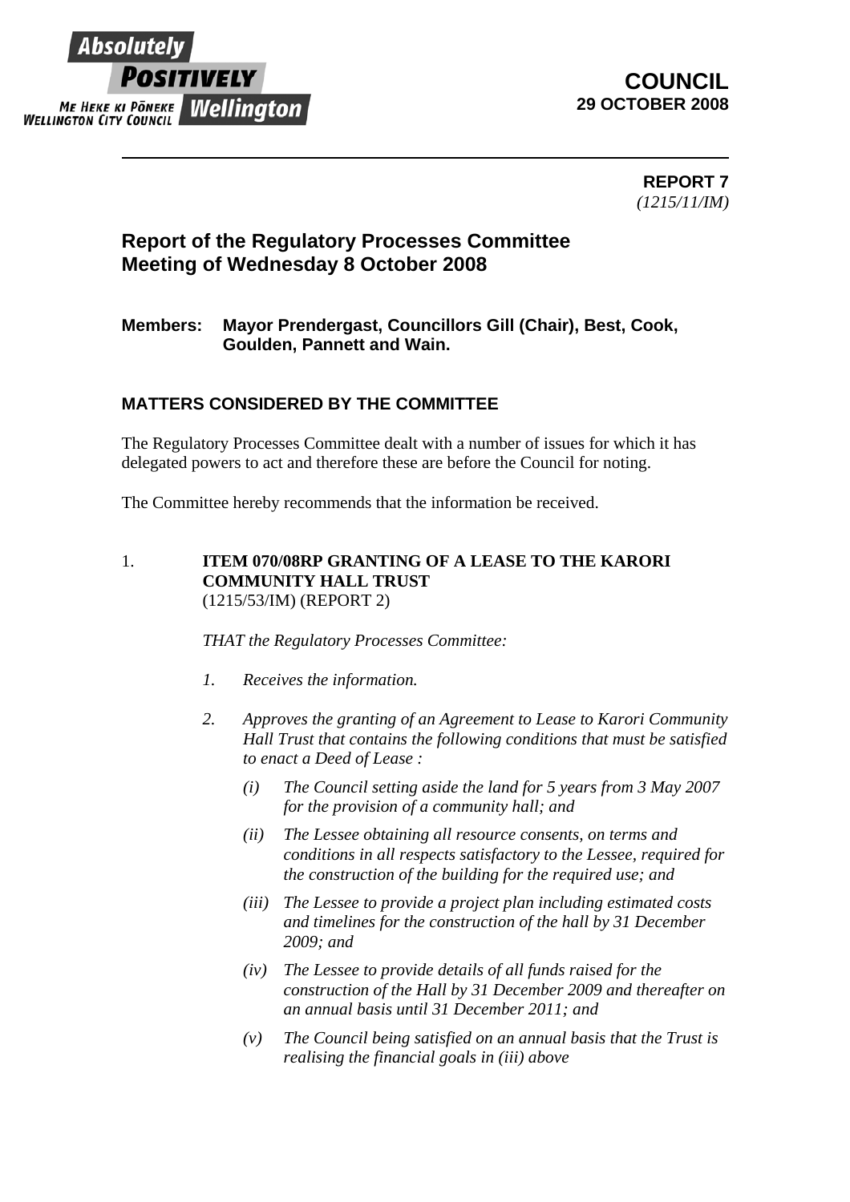# COUNCIL
## 29 OCTOBER 2008

**REPORT 7**
*(1215/11/IM)*

## Report of the Regulatory Processes Committee Meeting of Wednesday 8 October 2008

**Members: Mayor Prendergast, Councillors Gill (Chair), Best, Cook, Goulden, Pannett and Wain.**

### MATTERS CONSIDERED BY THE COMMITTEE

The Regulatory Processes Committee dealt with a number of issues for which it has delegated powers to act and therefore these are before the Council for noting.

The Committee hereby recommends that the information be received.

1. **ITEM 070/08RP GRANTING OF A LEASE TO THE KARORI COMMUNITY HALL TRUST**
   (1215/53/IM) (REPORT 2)

   *THAT the Regulatory Processes Committee:*

   1. *Receives the information.*

   2. *Approves the granting of an Agreement to Lease to Karori Community Hall Trust that contains the following conditions that must be satisfied to enact a Deed of Lease :*

      *(i) The Council setting aside the land for 5 years from 3 May 2007 for the provision of a community hall; and*

      *(ii) The Lessee obtaining all resource consents, on terms and conditions in all respects satisfactory to the Lessee, required for the construction of the building for the required use; and*

      *(iii) The Lessee to provide a project plan including estimated costs and timelines for the construction of the hall by 31 December 2009; and*

      *(iv) The Lessee to provide details of all funds raised for the construction of the Hall by 31 December 2009 and thereafter on an annual basis until 31 December 2011; and*

      *(v) The Council being satisfied on an annual basis that the Trust is realising the financial goals in (iii) above*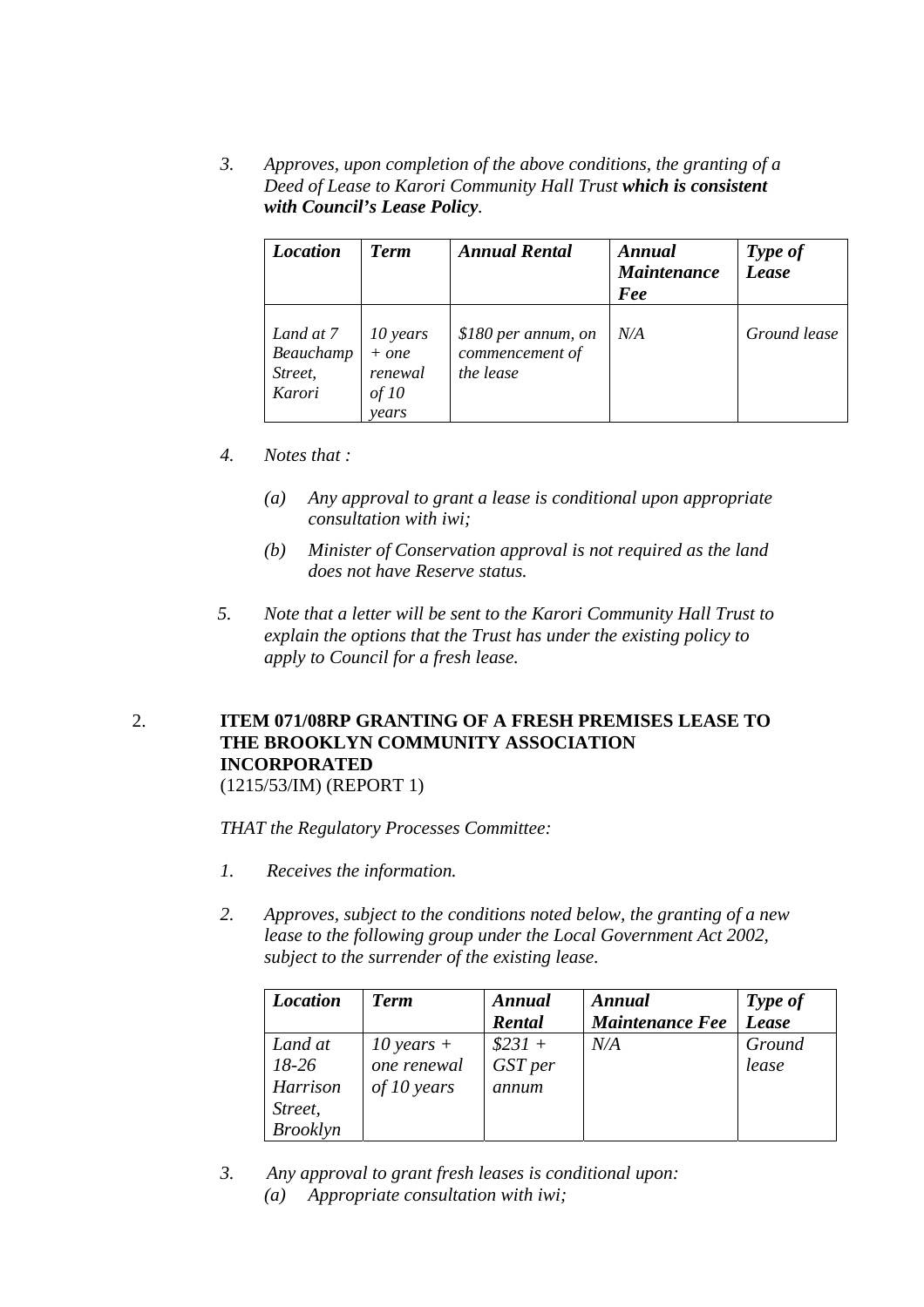3. *Approves, upon completion of the above conditions, the granting of a Deed of Lease to Karori Community Hall Trust* ***which is consistent with Council's Lease Policy****.*

| ***Location*** | ***Term*** | ***Annual Rental*** | ***Annual Maintenance Fee*** | ***Type of Lease*** |
|---|---|---|---|---|
| *Land at 7 Beauchamp Street, Karori* | *10 years + one renewal of 10 years* | *$180 per annum, on commencement of the lease* | *N/A* | *Ground lease* |

4. *Notes that :*

   (a) *Any approval to grant a lease is conditional upon appropriate consultation with iwi;*

   (b) *Minister of Conservation approval is not required as the land does not have Reserve status.*

5. *Note that a letter will be sent to the Karori Community Hall Trust to explain the options that the Trust has under the existing policy to apply to Council for a fresh lease.*

2. **ITEM 071/08RP GRANTING OF A FRESH PREMISES LEASE TO THE BROOKLYN COMMUNITY ASSOCIATION INCORPORATED**
(1215/53/IM) (REPORT 1)

*THAT the Regulatory Processes Committee:*

1. *Receives the information.*

2. *Approves, subject to the conditions noted below, the granting of a new lease to the following group under the Local Government Act 2002, subject to the surrender of the existing lease.*

| ***Location*** | ***Term*** | ***Annual Rental*** | ***Annual Maintenance Fee*** | ***Type of Lease*** |
|---|---|---|---|---|
| *Land at 18-26 Harrison Street, Brooklyn* | *10 years + one renewal of 10 years* | *$231 + GST per annum* | *N/A* | *Ground lease* |

3. *Any approval to grant fresh leases is conditional upon:*

   (a) *Appropriate consultation with iwi;*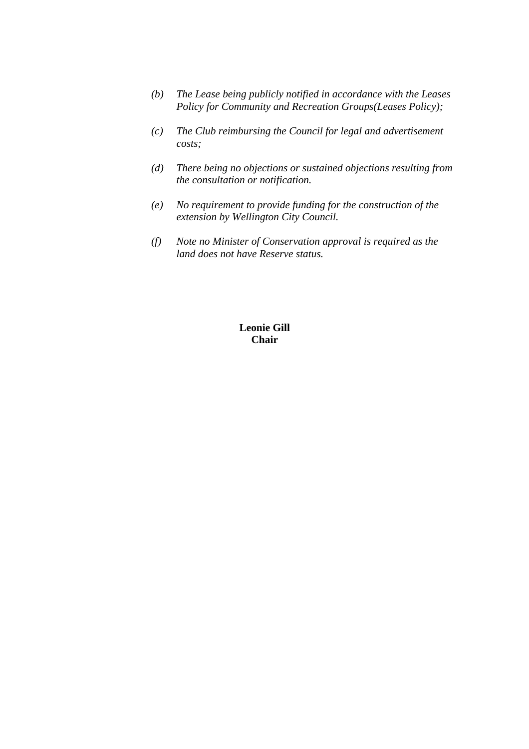*(b) The Lease being publicly notified in accordance with the Leases Policy for Community and Recreation Groups(Leases Policy);*

*(c) The Club reimbursing the Council for legal and advertisement costs;*

*(d) There being no objections or sustained objections resulting from the consultation or notification.*

*(e) No requirement to provide funding for the construction of the extension by Wellington City Council.*

*(f) Note no Minister of Conservation approval is required as the land does not have Reserve status.*

**Leonie Gill**
**Chair**